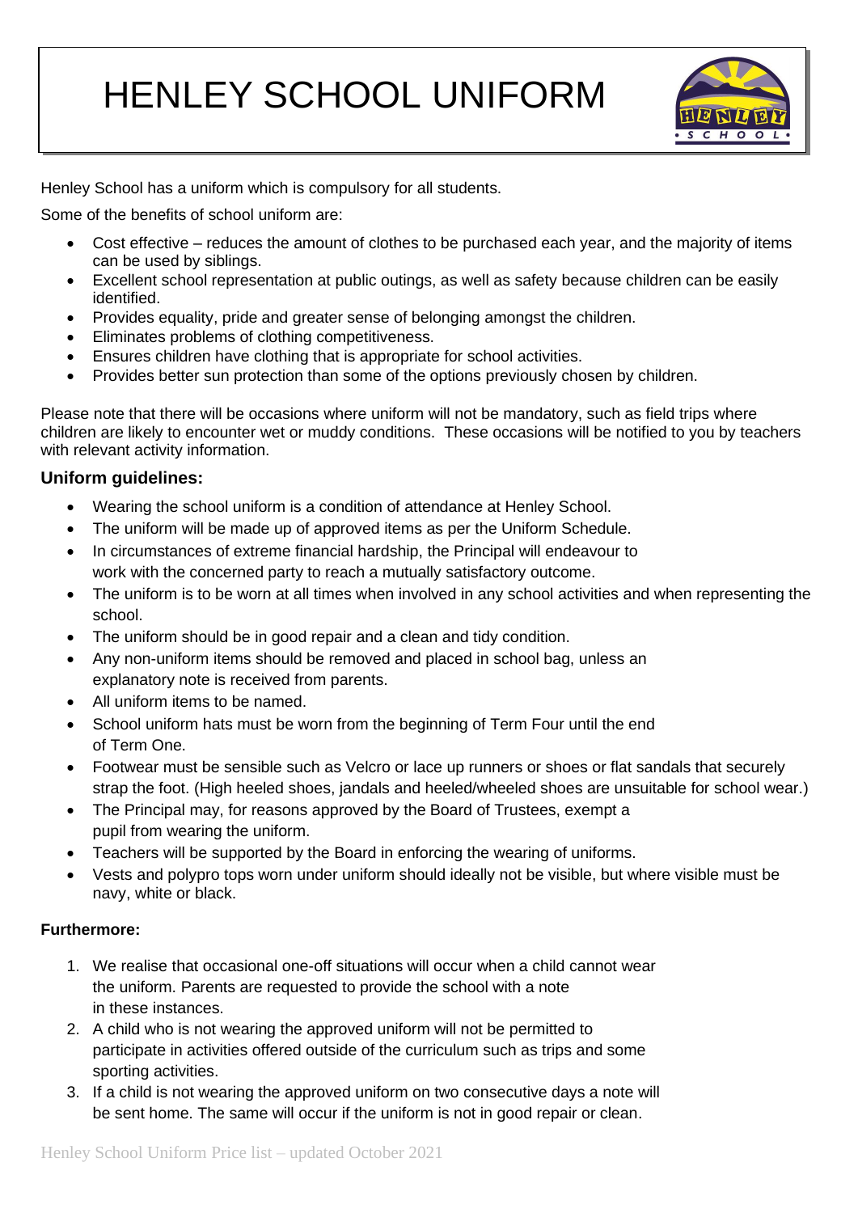# HENLEY SCHOOL UNIFORM

Henley School has a uniform which is compulsory for all students.

Some of the benefits of school uniform are:

- Cost effective – reduces the amount of clothes to be purchased each year, and the majority of items can be used by siblings.
- Excellent school representation at public outings, as well as safety because children can be easily identified.
- Provides equality, pride and greater sense of belonging amongst the children.
- Eliminates problems of clothing competitiveness.
- Ensures children have clothing that is appropriate for school activities.
- Provides better sun protection than some of the options previously chosen by children.

Please note that there will be occasions where uniform will not be mandatory, such as field trips where children are likely to encounter wet or muddy conditions. These occasions will be notified to you by teachers with relevant activity information.

### Uniform guidelines:

- Wearing the school uniform is a condition of attendance at Henley School.
- The uniform will be made up of approved items as per the Uniform Schedule.
- In circumstances of extreme financial hardship, the Principal will endeavour to work with the concerned party to reach a mutually satisfactory outcome.
- The uniform is to be worn at all times when involved in any school activities and when representing the school.
- The uniform should be in good repair and a clean and tidy condition.
- Any non-uniform items should be removed and placed in school bag, unless an explanatory note is received from parents.
- All uniform items to be named.
- School uniform hats must be worn from the beginning of Term Four until the end of Term One.
- Footwear must be sensible such as Velcro or lace up runners or shoes or flat sandals that securely strap the foot. (High heeled shoes, jandals and heeled/wheeled shoes are unsuitable for school wear.)
- The Principal may, for reasons approved by the Board of Trustees, exempt a pupil from wearing the uniform.
- Teachers will be supported by the Board in enforcing the wearing of uniforms.
- Vests and polypro tops worn under uniform should ideally not be visible, but where visible must be navy, white or black.

**Furthermore:**

1. We realise that occasional one-off situations will occur when a child cannot wear the uniform. Parents are requested to provide the school with a note in these instances.
2. A child who is not wearing the approved uniform will not be permitted to participate in activities offered outside of the curriculum such as trips and some sporting activities.
3. If a child is not wearing the approved uniform on two consecutive days a note will be sent home. The same will occur if the uniform is not in good repair or clean.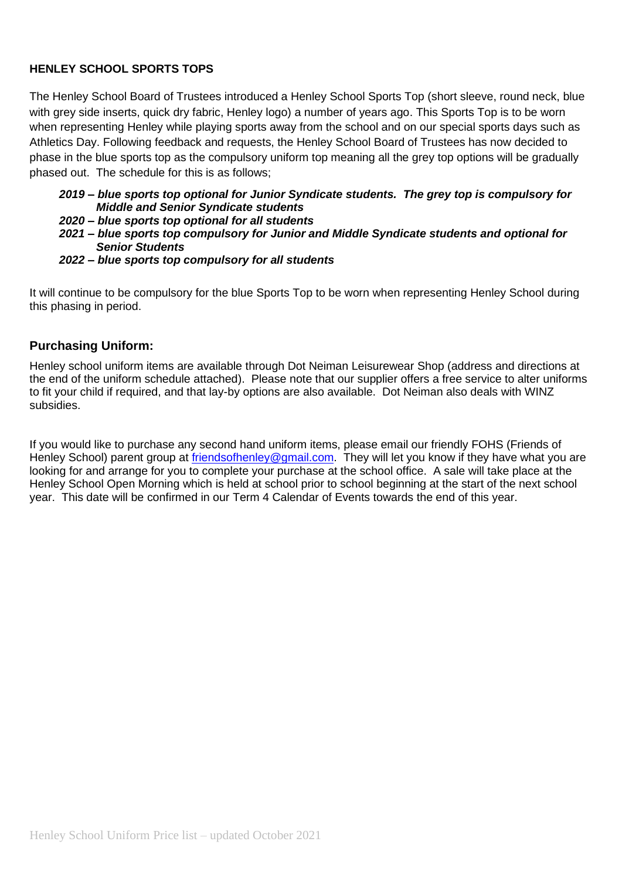**HENLEY SCHOOL SPORTS TOPS**

The Henley School Board of Trustees introduced a Henley School Sports Top (short sleeve, round neck, blue with grey side inserts, quick dry fabric, Henley logo) a number of years ago. This Sports Top is to be worn when representing Henley while playing sports away from the school and on our special sports days such as Athletics Day. Following feedback and requests, the Henley School Board of Trustees has now decided to phase in the blue sports top as the compulsory uniform top meaning all the grey top options will be gradually phased out. The schedule for this is as follows;

- ***2019 – blue sports top optional for Junior Syndicate students. The grey top is compulsory for Middle and Senior Syndicate students***
- ***2020 – blue sports top optional for all students***
- ***2021 – blue sports top compulsory for Junior and Middle Syndicate students and optional for Senior Students***
- ***2022 – blue sports top compulsory for all students***

It will continue to be compulsory for the blue Sports Top to be worn when representing Henley School during this phasing in period.

## Purchasing Uniform:

Henley school uniform items are available through Dot Neiman Leisurewear Shop (address and directions at the end of the uniform schedule attached). Please note that our supplier offers a free service to alter uniforms to fit your child if required, and that lay-by options are also available. Dot Neiman also deals with WINZ subsidies.

If you would like to purchase any second hand uniform items, please email our friendly FOHS (Friends of Henley School) parent group at friendsofhenley@gmail.com. They will let you know if they have what you are looking for and arrange for you to complete your purchase at the school office. A sale will take place at the Henley School Open Morning which is held at school prior to school beginning at the start of the next school year. This date will be confirmed in our Term 4 Calendar of Events towards the end of this year.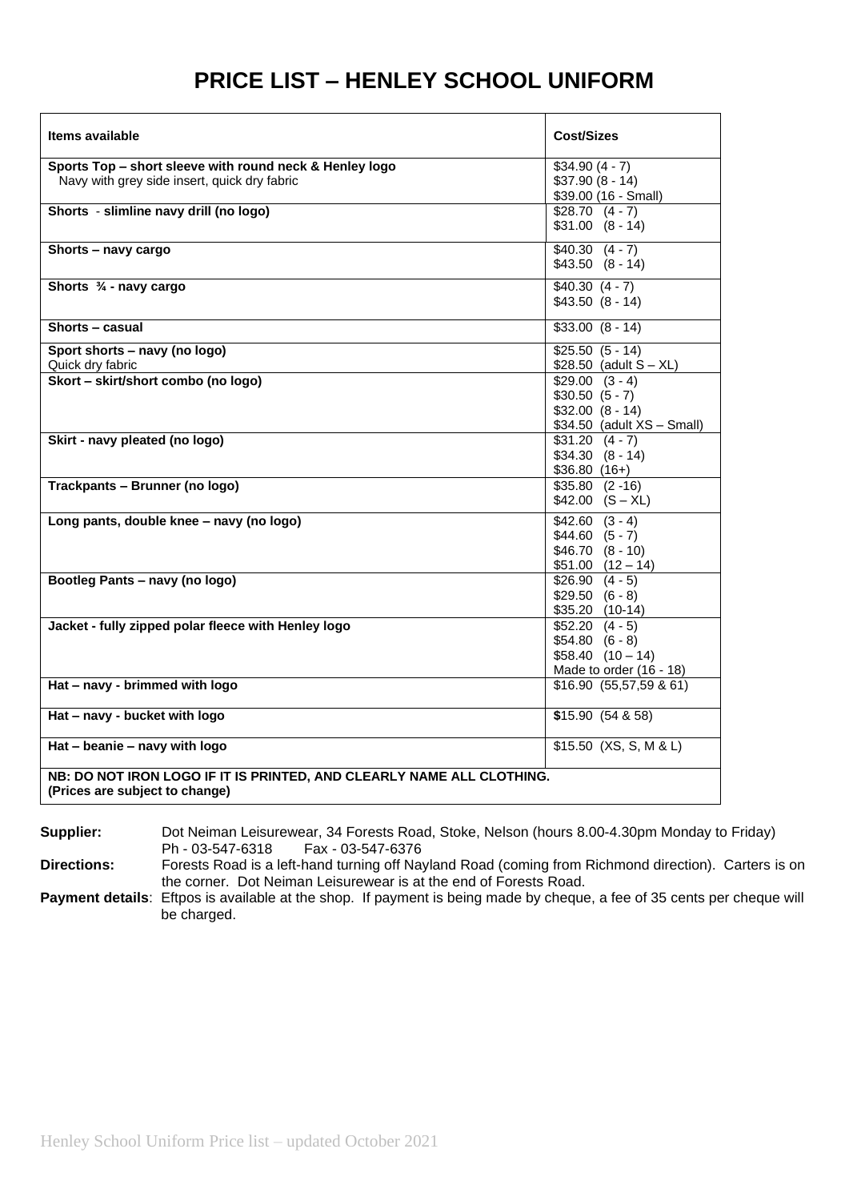# PRICE LIST – HENLEY SCHOOL UNIFORM

| Items available | Cost/Sizes |
|---|---|
| **Sports Top – short sleeve with round neck & Henley logo**<br>Navy with grey side insert, quick dry fabric | $34.90 (4 - 7)<br>$37.90 (8 - 14)<br>$39.00 (16 - Small) |
| **Shorts - slimline navy drill (no logo)** | $28.70 (4 - 7)<br>$31.00 (8 - 14) |
| **Shorts – navy cargo** | $40.30 (4 - 7)<br>$43.50 (8 - 14) |
| **Shorts ¾ - navy cargo** | $40.30 (4 - 7)<br>$43.50 (8 - 14) |
| **Shorts – casual** | $33.00 (8 - 14) |
| **Sport shorts – navy (no logo)**<br>Quick dry fabric | $25.50 (5 - 14)<br>$28.50 (adult S – XL) |
| **Skort – skirt/short combo (no logo)** | $29.00 (3 - 4)<br>$30.50 (5 - 7)<br>$32.00 (8 - 14)<br>$34.50 (adult XS – Small) |
| **Skirt - navy pleated (no logo)** | $31.20 (4 - 7)<br>$34.30 (8 - 14)<br>$36.80 (16+) |
| **Trackpants – Brunner (no logo)** | $35.80 (2 -16)<br>$42.00 (S – XL) |
| **Long pants, double knee – navy (no logo)** | $42.60 (3 - 4)<br>$44.60 (5 - 7)<br>$46.70 (8 - 10)<br>$51.00 (12 – 14) |
| **Bootleg Pants – navy (no logo)** | $26.90 (4 - 5)<br>$29.50 (6 - 8)<br>$35.20 (10-14) |
| **Jacket - fully zipped polar fleece with Henley logo** | $52.20 (4 - 5)<br>$54.80 (6 - 8)<br>$58.40 (10 – 14)<br>Made to order (16 - 18) |
| **Hat – navy - brimmed with logo** | $16.90 (55,57,59 & 61) |
| **Hat – navy - bucket with logo** | **$**15.90 (54 & 58) |
| **Hat – beanie – navy with logo** | $15.50 (XS, S, M & L) |
| **NB: DO NOT IRON LOGO IF IT IS PRINTED, AND CLEARLY NAME ALL CLOTHING.**<br>**(Prices are subject to change)** | |

**Supplier:** Dot Neiman Leisurewear, 34 Forests Road, Stoke, Nelson (hours 8.00-4.30pm Monday to Friday)
Ph - 03-547-6318 Fax - 03-547-6376

**Directions:** Forests Road is a left-hand turning off Nayland Road (coming from Richmond direction). Carters is on the corner. Dot Neiman Leisurewear is at the end of Forests Road.

**Payment details**: Eftpos is available at the shop. If payment is being made by cheque, a fee of 35 cents per cheque will be charged.

Henley School Uniform Price list – updated October 2021